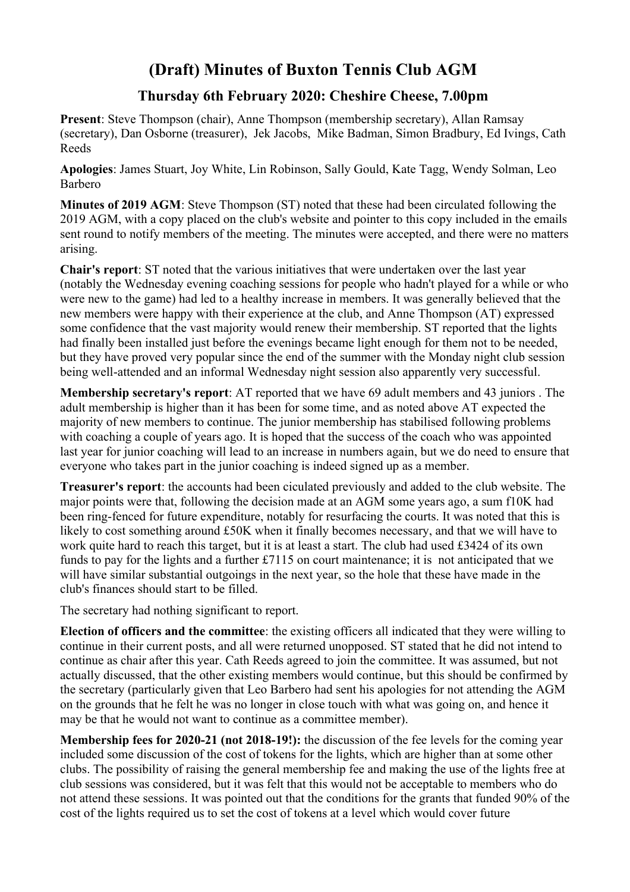# (Draft) Minutes of Buxton Tennis Club AGM

## Thursday 6th February 2020: Cheshire Cheese, 7.00pm

**Present**: Steve Thompson (chair), Anne Thompson (membership secretary), Allan Ramsay (secretary), Dan Osborne (treasurer), Jek Jacobs, Mike Badman, Simon Bradbury, Ed Ivings, Cath Reeds

**Apologies**: James Stuart, Joy White, Lin Robinson, Sally Gould, Kate Tagg, Wendy Solman, Leo Barbero

**Minutes of 2019 AGM**: Steve Thompson (ST) noted that these had been circulated following the 2019 AGM, with a copy placed on the club's website and pointer to this copy included in the emails sent round to notify members of the meeting. The minutes were accepted, and there were no matters arising.

**Chair's report**: ST noted that the various initiatives that were undertaken over the last year (notably the Wednesday evening coaching sessions for people who hadn't played for a while or who were new to the game) had led to a healthy increase in members. It was generally believed that the new members were happy with their experience at the club, and Anne Thompson (AT) expressed some confidence that the vast majority would renew their membership. ST reported that the lights had finally been installed just before the evenings became light enough for them not to be needed, but they have proved very popular since the end of the summer with the Monday night club session being well-attended and an informal Wednesday night session also apparently very successful.

**Membership secretary's report**: AT reported that we have 69 adult members and 43 juniors . The adult membership is higher than it has been for some time, and as noted above AT expected the majority of new members to continue. The junior membership has stabilised following problems with coaching a couple of years ago. It is hoped that the success of the coach who was appointed last year for junior coaching will lead to an increase in numbers again, but we do need to ensure that everyone who takes part in the junior coaching is indeed signed up as a member.

**Treasurer's report**: the accounts had been ciculated previously and added to the club website. The major points were that, following the decision made at an AGM some years ago, a sum f10K had been ring-fenced for future expenditure, notably for resurfacing the courts. It was noted that this is likely to cost something around £50K when it finally becomes necessary, and that we will have to work quite hard to reach this target, but it is at least a start. The club had used £3424 of its own funds to pay for the lights and a further £7115 on court maintenance; it is not anticipated that we will have similar substantial outgoings in the next year, so the hole that these have made in the club's finances should start to be filled.

The secretary had nothing significant to report.

**Election of officers and the committee**: the existing officers all indicated that they were willing to continue in their current posts, and all were returned unopposed. ST stated that he did not intend to continue as chair after this year. Cath Reeds agreed to join the committee. It was assumed, but not actually discussed, that the other existing members would continue, but this should be confirmed by the secretary (particularly given that Leo Barbero had sent his apologies for not attending the AGM on the grounds that he felt he was no longer in close touch with what was going on, and hence it may be that he would not want to continue as a committee member).

**Membership fees for 2020-21 (not 2018-19!):** the discussion of the fee levels for the coming year included some discussion of the cost of tokens for the lights, which are higher than at some other clubs. The possibility of raising the general membership fee and making the use of the lights free at club sessions was considered, but it was felt that this would not be acceptable to members who do not attend these sessions. It was pointed out that the conditions for the grants that funded 90% of the cost of the lights required us to set the cost of tokens at a level which would cover future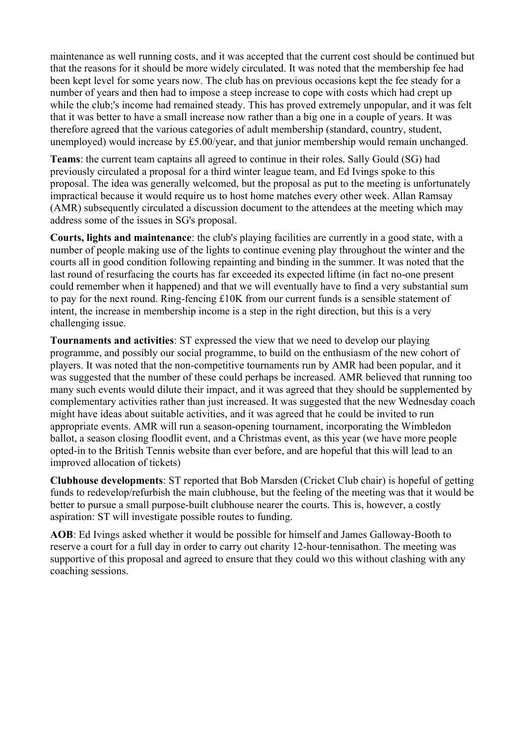maintenance as well running costs, and it was accepted that the current cost should be continued but that the reasons for it should be more widely circulated. It was noted that the membership fee had been kept level for some years now. The club has on previous occasions kept the fee steady for a number of years and then had to impose a steep increase to cope with costs which had crept up while the club;'s income had remained steady. This has proved extremely unpopular, and it was felt that it was better to have a small increase now rather than a big one in a couple of years. It was therefore agreed that the various categories of adult membership (standard, country, student, unemployed) would increase by £5.00/year, and that junior membership would remain unchanged.

**Teams**: the current team captains all agreed to continue in their roles. Sally Gould (SG) had previously circulated a proposal for a third winter league team, and Ed Ivings spoke to this proposal. The idea was generally welcomed, but the proposal as put to the meeting is unfortunately impractical because it would require us to host home matches every other week. Allan Ramsay (AMR) subsequently circulated a discussion document to the attendees at the meeting which may address some of the issues in SG's proposal.

**Courts, lights and maintenance**: the club's playing facilities are currently in a good state, with a number of people making use of the lights to continue evening play throughout the winter and the courts all in good condition following repainting and binding in the summer. It was noted that the last round of resurfacing the courts has far exceeded its expected lifetime (in fact no-one present could remember when it happened) and that we will eventually have to find a very substantial sum to pay for the next round. Ring-fencing £10K from our current funds is a sensible statement of intent, the increase in membership income is a step in the right direction, but this is a very challenging issue.

**Tournaments and activities**: ST expressed the view that we need to develop our playing programme, and possibly our social programme, to build on the enthusiasm of the new cohort of players. It was noted that the non-competitive tournaments run by AMR had been popular, and it was suggested that the number of these could perhaps be increased. AMR believed that running too many such events would dilute their impact, and it was agreed that they should be supplemented by complementary activities rather than just increased. It was suggested that the new Wednesday coach might have ideas about suitable activities, and it was agreed that he could be invited to run appropriate events. AMR will run a season-opening tournament, incorporating the Wimbledon ballot, a season closing floodlit event, and a Christmas event, as this year (we have more people opted-in to the British Tennis website than ever before, and are hopeful that this will lead to an improved allocation of tickets)

**Clubhouse developments**: ST reported that Bob Marsden (Cricket Club chair) is hopeful of getting funds to redevelop/refurbish the main clubhouse, but the feeling of the meeting was that it would be better to pursue a small purpose-built clubhouse nearer the courts. This is, however, a costly aspiration: ST will investigate possible routes to funding.

**AOB**: Ed Ivings asked whether it would be possible for himself and James Galloway-Booth to reserve a court for a full day in order to carry out charity 12-hour-tennisathon. The meeting was supportive of this proposal and agreed to ensure that they could wo this without clashing with any coaching sessions.